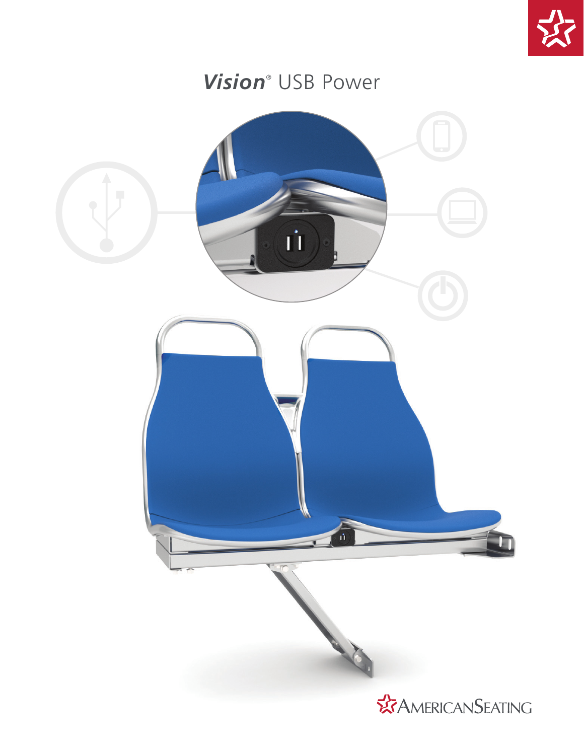# ***Vision***® USB Power

AMERICANSEATING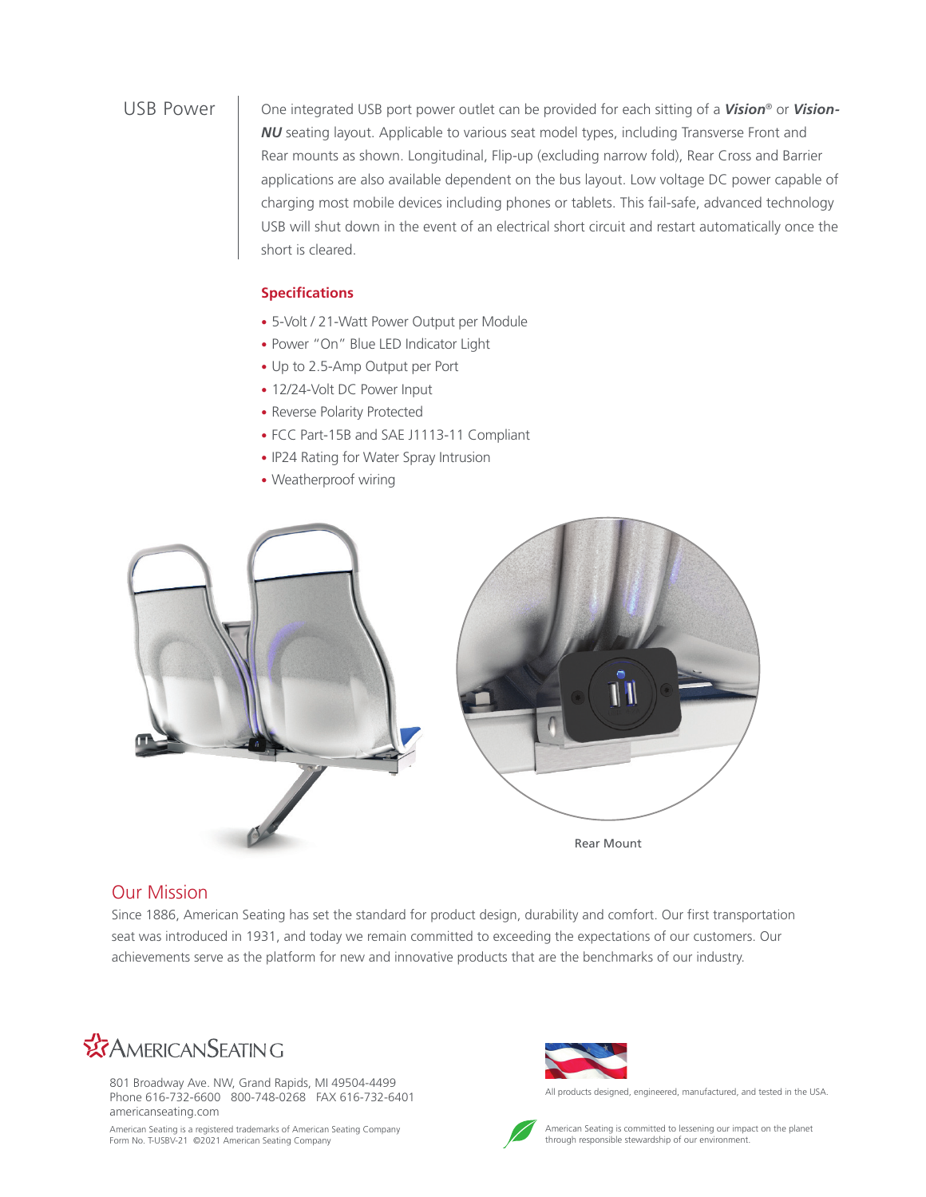## USB Power

One integrated USB port power outlet can be provided for each sitting of a ***Vision***® or ***Vision-NU*** seating layout. Applicable to various seat model types, including Transverse Front and Rear mounts as shown. Longitudinal, Flip-up (excluding narrow fold), Rear Cross and Barrier applications are also available dependent on the bus layout. Low voltage DC power capable of charging most mobile devices including phones or tablets. This fail-safe, advanced technology USB will shut down in the event of an electrical short circuit and restart automatically once the short is cleared.

### Specifications

- 5-Volt / 21-Watt Power Output per Module
- Power "On" Blue LED Indicator Light
- Up to 2.5-Amp Output per Port
- 12/24-Volt DC Power Input
- Reverse Polarity Protected
- FCC Part-15B and SAE J1113-11 Compliant
- IP24 Rating for Water Spray Intrusion
- Weatherproof wiring

Rear Mount

## Our Mission

Since 1886, American Seating has set the standard for product design, durability and comfort. Our first transportation seat was introduced in 1931, and today we remain committed to exceeding the expectations of our customers. Our achievements serve as the platform for new and innovative products that are the benchmarks of our industry.

AMERICAN SEATING

801 Broadway Ave. NW, Grand Rapids, MI 49504-4499
Phone 616-732-6600 800-748-0268 FAX 616-732-6401
americanseating.com

American Seating is a registered trademarks of American Seating Company
Form No. T-USBV-21 ©2021 American Seating Company

All products designed, engineered, manufactured, and tested in the USA.

American Seating is committed to lessening our impact on the planet through responsible stewardship of our environment.